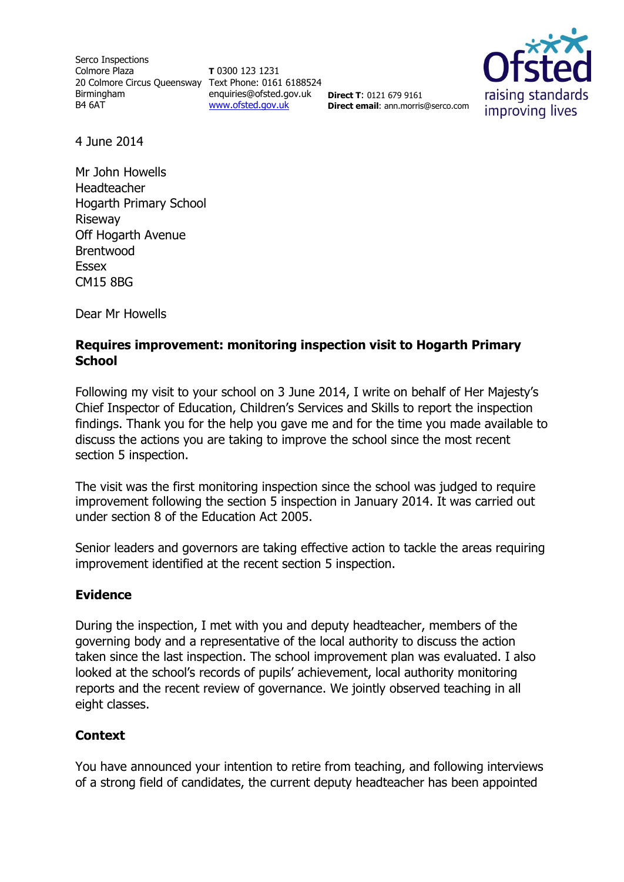Serco Inspections
Colmore Plaza
20 Colmore Circus Queensway
Birmingham
B4 6AT

**T** 0300 123 1231
Text Phone: 0161 6188524
enquiries@ofsted.gov.uk
www.ofsted.gov.uk

**Direct T**: 0121 679 9161
**Direct email**: ann.morris@serco.com

4 June 2014

Mr John Howells
Headteacher
Hogarth Primary School
Riseway
Off Hogarth Avenue
Brentwood
Essex
CM15 8BG

Dear Mr Howells

**Requires improvement: monitoring inspection visit to Hogarth Primary School**

Following my visit to your school on 3 June 2014, I write on behalf of Her Majesty's Chief Inspector of Education, Children's Services and Skills to report the inspection findings. Thank you for the help you gave me and for the time you made available to discuss the actions you are taking to improve the school since the most recent section 5 inspection.

The visit was the first monitoring inspection since the school was judged to require improvement following the section 5 inspection in January 2014. It was carried out under section 8 of the Education Act 2005.

Senior leaders and governors are taking effective action to tackle the areas requiring improvement identified at the recent section 5 inspection.

## Evidence

During the inspection, I met with you and deputy headteacher, members of the governing body and a representative of the local authority to discuss the action taken since the last inspection. The school improvement plan was evaluated. I also looked at the school's records of pupils' achievement, local authority monitoring reports and the recent review of governance. We jointly observed teaching in all eight classes.

## Context

You have announced your intention to retire from teaching, and following interviews of a strong field of candidates, the current deputy headteacher has been appointed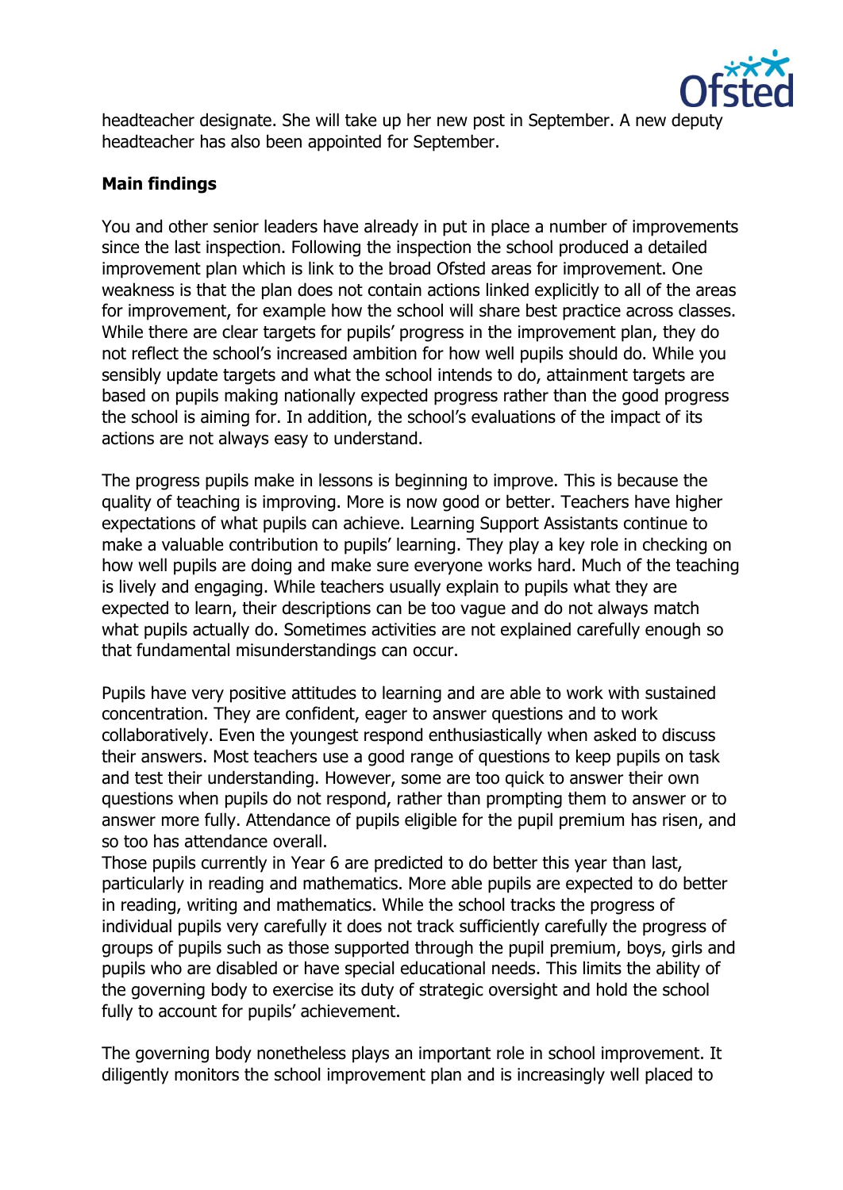headteacher designate. She will take up her new post in September. A new deputy headteacher has also been appointed for September.

**Main findings**

You and other senior leaders have already in put in place a number of improvements since the last inspection. Following the inspection the school produced a detailed improvement plan which is link to the broad Ofsted areas for improvement. One weakness is that the plan does not contain actions linked explicitly to all of the areas for improvement, for example how the school will share best practice across classes. While there are clear targets for pupils' progress in the improvement plan, they do not reflect the school's increased ambition for how well pupils should do. While you sensibly update targets and what the school intends to do, attainment targets are based on pupils making nationally expected progress rather than the good progress the school is aiming for. In addition, the school's evaluations of the impact of its actions are not always easy to understand.

The progress pupils make in lessons is beginning to improve. This is because the quality of teaching is improving. More is now good or better. Teachers have higher expectations of what pupils can achieve. Learning Support Assistants continue to make a valuable contribution to pupils' learning. They play a key role in checking on how well pupils are doing and make sure everyone works hard. Much of the teaching is lively and engaging. While teachers usually explain to pupils what they are expected to learn, their descriptions can be too vague and do not always match what pupils actually do. Sometimes activities are not explained carefully enough so that fundamental misunderstandings can occur.

Pupils have very positive attitudes to learning and are able to work with sustained concentration. They are confident, eager to answer questions and to work collaboratively. Even the youngest respond enthusiastically when asked to discuss their answers. Most teachers use a good range of questions to keep pupils on task and test their understanding. However, some are too quick to answer their own questions when pupils do not respond, rather than prompting them to answer or to answer more fully. Attendance of pupils eligible for the pupil premium has risen, and so too has attendance overall.

Those pupils currently in Year 6 are predicted to do better this year than last, particularly in reading and mathematics. More able pupils are expected to do better in reading, writing and mathematics. While the school tracks the progress of individual pupils very carefully it does not track sufficiently carefully the progress of groups of pupils such as those supported through the pupil premium, boys, girls and pupils who are disabled or have special educational needs. This limits the ability of the governing body to exercise its duty of strategic oversight and hold the school fully to account for pupils' achievement.

The governing body nonetheless plays an important role in school improvement. It diligently monitors the school improvement plan and is increasingly well placed to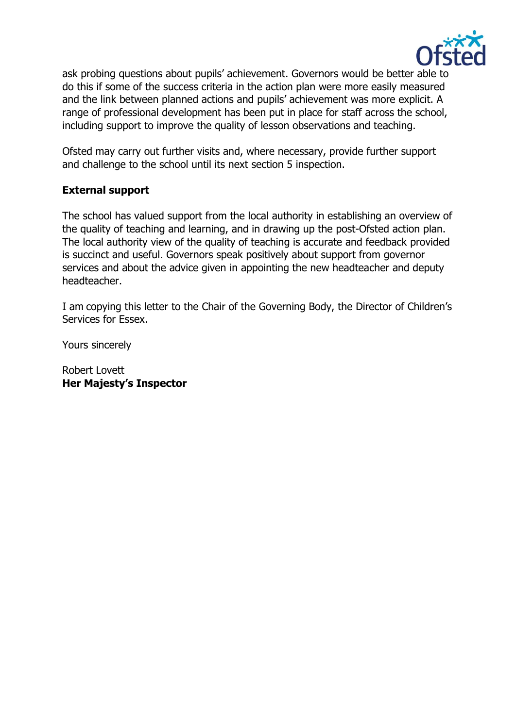ask probing questions about pupils' achievement. Governors would be better able to do this if some of the success criteria in the action plan were more easily measured and the link between planned actions and pupils' achievement was more explicit. A range of professional development has been put in place for staff across the school, including support to improve the quality of lesson observations and teaching.

Ofsted may carry out further visits and, where necessary, provide further support and challenge to the school until its next section 5 inspection.

**External support**

The school has valued support from the local authority in establishing an overview of the quality of teaching and learning, and in drawing up the post-Ofsted action plan. The local authority view of the quality of teaching is accurate and feedback provided is succinct and useful. Governors speak positively about support from governor services and about the advice given in appointing the new headteacher and deputy headteacher.

I am copying this letter to the Chair of the Governing Body, the Director of Children's Services for Essex.

Yours sincerely

Robert Lovett
**Her Majesty's Inspector**